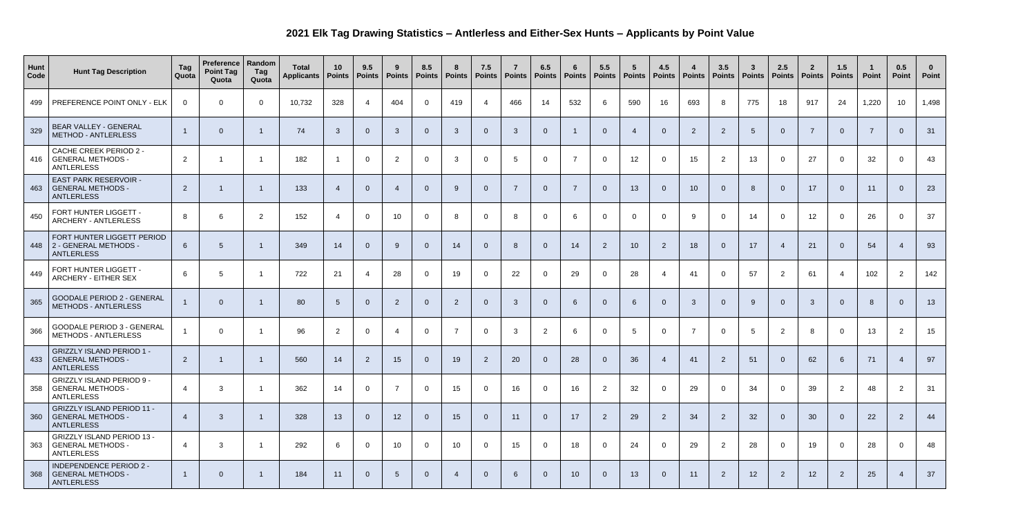# 2021 Elk Tag Drawing Statistics – Antlerless and Either-Sex Hunts – Applicants by Point Value

| Hunt Code | Hunt Tag Description | Tag Quota | Preference Point Tag Quota | Random Tag Quota | Total Applicants | 10 Points | 9.5 Points | 9 Points | 8.5 Points | 8 Points | 7.5 Points | 7 Points | 6.5 Points | 6 Points | 5.5 Points | 5 Points | 4.5 Points | 4 Points | 3.5 Points | 3 Points | 2.5 Points | 2 Points | 1.5 Points | 1 Point | 0.5 Point | 0 Point |
|---|---|---|---|---|---|---|---|---|---|---|---|---|---|---|---|---|---|---|---|---|---|---|---|---|---|---|
| 499 | PREFERENCE POINT ONLY - ELK | 0 | 0 | 0 | 10,732 | 328 | 4 | 404 | 0 | 419 | 4 | 466 | 14 | 532 | 6 | 590 | 16 | 693 | 8 | 775 | 18 | 917 | 24 | 1,220 | 10 | 1,498 |
| 329 | BEAR VALLEY - GENERAL METHOD - ANTLERLESS | 1 | 0 | 1 | 74 | 3 | 0 | 3 | 0 | 3 | 0 | 3 | 0 | 1 | 0 | 4 | 0 | 2 | 2 | 5 | 0 | 7 | 0 | 7 | 0 | 31 |
| 416 | CACHE CREEK PERIOD 2 - GENERAL METHODS - ANTLERLESS | 2 | 1 | 1 | 182 | 1 | 0 | 2 | 0 | 3 | 0 | 5 | 0 | 7 | 0 | 12 | 0 | 15 | 2 | 13 | 0 | 27 | 0 | 32 | 0 | 43 |
| 463 | EAST PARK RESERVOIR - GENERAL METHODS - ANTLERLESS | 2 | 1 | 1 | 133 | 4 | 0 | 4 | 0 | 9 | 0 | 7 | 0 | 7 | 0 | 13 | 0 | 10 | 0 | 8 | 0 | 17 | 0 | 11 | 0 | 23 |
| 450 | FORT HUNTER LIGGETT - ARCHERY - ANTLERLESS | 8 | 6 | 2 | 152 | 4 | 0 | 10 | 0 | 8 | 0 | 8 | 0 | 6 | 0 | 0 | 0 | 9 | 0 | 14 | 0 | 12 | 0 | 26 | 0 | 37 |
| 448 | FORT HUNTER LIGGETT PERIOD 2 - GENERAL METHODS - ANTLERLESS | 6 | 5 | 1 | 349 | 14 | 0 | 9 | 0 | 14 | 0 | 8 | 0 | 14 | 2 | 10 | 2 | 18 | 0 | 17 | 4 | 21 | 0 | 54 | 4 | 93 |
| 449 | FORT HUNTER LIGGETT - ARCHERY - EITHER SEX | 6 | 5 | 1 | 722 | 21 | 4 | 28 | 0 | 19 | 0 | 22 | 0 | 29 | 0 | 28 | 4 | 41 | 0 | 57 | 2 | 61 | 4 | 102 | 2 | 142 |
| 365 | GOODALE PERIOD 2 - GENERAL METHODS - ANTLERLESS | 1 | 0 | 1 | 80 | 5 | 0 | 2 | 0 | 2 | 0 | 3 | 0 | 6 | 0 | 6 | 0 | 3 | 0 | 9 | 0 | 3 | 0 | 8 | 0 | 13 |
| 366 | GOODALE PERIOD 3 - GENERAL METHODS - ANTLERLESS | 1 | 0 | 1 | 96 | 2 | 0 | 4 | 0 | 7 | 0 | 3 | 2 | 6 | 0 | 5 | 0 | 7 | 0 | 5 | 2 | 8 | 0 | 13 | 2 | 15 |
| 433 | GRIZZLY ISLAND PERIOD 1 - GENERAL METHODS - ANTLERLESS | 2 | 1 | 1 | 560 | 14 | 2 | 15 | 0 | 19 | 2 | 20 | 0 | 28 | 0 | 36 | 4 | 41 | 2 | 51 | 0 | 62 | 6 | 71 | 4 | 97 |
| 358 | GRIZZLY ISLAND PERIOD 9 - GENERAL METHODS - ANTLERLESS | 4 | 3 | 1 | 362 | 14 | 0 | 7 | 0 | 15 | 0 | 16 | 0 | 16 | 2 | 32 | 0 | 29 | 0 | 34 | 0 | 39 | 2 | 48 | 2 | 31 |
| 360 | GRIZZLY ISLAND PERIOD 11 - GENERAL METHODS - ANTLERLESS | 4 | 3 | 1 | 328 | 13 | 0 | 12 | 0 | 15 | 0 | 11 | 0 | 17 | 2 | 29 | 2 | 34 | 2 | 32 | 0 | 30 | 0 | 22 | 2 | 44 |
| 363 | GRIZZLY ISLAND PERIOD 13 - GENERAL METHODS - ANTLERLESS | 4 | 3 | 1 | 292 | 6 | 0 | 10 | 0 | 10 | 0 | 15 | 0 | 18 | 0 | 24 | 0 | 29 | 2 | 28 | 0 | 19 | 0 | 28 | 0 | 48 |
| 368 | INDEPENDENCE PERIOD 2 - GENERAL METHODS - ANTLERLESS | 1 | 0 | 1 | 184 | 11 | 0 | 5 | 0 | 4 | 0 | 6 | 0 | 10 | 0 | 13 | 0 | 11 | 2 | 12 | 2 | 12 | 2 | 25 | 4 | 37 |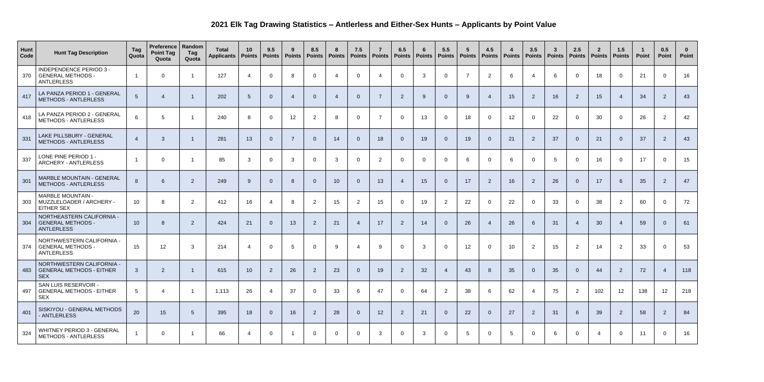# 2021 Elk Tag Drawing Statistics – Antlerless and Either-Sex Hunts – Applicants by Point Value

| Hunt Code | Hunt Tag Description | Tag Quota | Preference Point Tag Quota | Random Tag Quota | Total Applicants | 10 Points | 9.5 Points | 9 Points | 8.5 Points | 8 Points | 7.5 Points | 7 Points | 6.5 Points | 6 Points | 5.5 Points | 5 Points | 4.5 Points | 4 Points | 3.5 Points | 3 Points | 2.5 Points | 2 Points | 1.5 Points | 1 Point | 0.5 Point | 0 Point |
|---|---|---|---|---|---|---|---|---|---|---|---|---|---|---|---|---|---|---|---|---|---|---|---|---|---|---|
| 370 | INDEPENDENCE PERIOD 3 - GENERAL METHODS - ANTLERLESS | 1 | 0 | 1 | 127 | 4 | 0 | 8 | 0 | 4 | 0 | 4 | 0 | 3 | 0 | 7 | 2 | 6 | 4 | 6 | 0 | 18 | 0 | 21 | 0 | 16 |
| 417 | LA PANZA PERIOD 1 - GENERAL METHODS - ANTLERLESS | 5 | 4 | 1 | 202 | 5 | 0 | 4 | 0 | 4 | 0 | 7 | 2 | 9 | 0 | 9 | 4 | 15 | 2 | 16 | 2 | 15 | 4 | 34 | 2 | 43 |
| 418 | LA PANZA PERIOD 2 - GENERAL METHODS - ANTLERLESS | 6 | 5 | 1 | 240 | 8 | 0 | 12 | 2 | 8 | 0 | 7 | 0 | 13 | 0 | 18 | 0 | 12 | 0 | 22 | 0 | 30 | 0 | 26 | 2 | 42 |
| 331 | LAKE PILLSBURY - GENERAL METHODS - ANTLERLESS | 4 | 3 | 1 | 281 | 13 | 0 | 7 | 0 | 14 | 0 | 18 | 0 | 19 | 0 | 19 | 0 | 21 | 2 | 37 | 0 | 21 | 0 | 37 | 2 | 43 |
| 337 | LONE PINE PERIOD 1 - ARCHERY - ANTLERLESS | 1 | 0 | 1 | 85 | 3 | 0 | 3 | 0 | 3 | 0 | 2 | 0 | 0 | 0 | 6 | 0 | 6 | 0 | 5 | 0 | 16 | 0 | 17 | 0 | 15 |
| 301 | MARBLE MOUNTAIN - GENERAL METHODS - ANTLERLESS | 8 | 6 | 2 | 249 | 9 | 0 | 8 | 0 | 10 | 0 | 13 | 4 | 15 | 0 | 17 | 2 | 16 | 2 | 26 | 0 | 17 | 6 | 35 | 2 | 47 |
| 303 | MARBLE MOUNTAIN - MUZZLELOADER / ARCHERY - EITHER SEX | 10 | 8 | 2 | 412 | 16 | 4 | 8 | 2 | 15 | 2 | 15 | 0 | 19 | 2 | 22 | 0 | 22 | 0 | 33 | 0 | 38 | 2 | 60 | 0 | 72 |
| 304 | NORTHEASTERN CALIFORNIA - GENERAL METHODS - ANTLERLESS | 10 | 8 | 2 | 424 | 21 | 0 | 13 | 2 | 21 | 4 | 17 | 2 | 14 | 0 | 26 | 4 | 26 | 6 | 31 | 4 | 30 | 4 | 59 | 0 | 61 |
| 374 | NORTHWESTERN CALIFORNIA - GENERAL METHODS - ANTLERLESS | 15 | 12 | 3 | 214 | 4 | 0 | 5 | 0 | 9 | 4 | 9 | 0 | 3 | 0 | 12 | 0 | 10 | 2 | 15 | 2 | 14 | 2 | 33 | 0 | 53 |
| 483 | NORTHWESTERN CALIFORNIA - GENERAL METHODS - EITHER SEX | 3 | 2 | 1 | 615 | 10 | 2 | 26 | 2 | 23 | 0 | 19 | 2 | 32 | 4 | 43 | 8 | 35 | 0 | 35 | 0 | 44 | 2 | 72 | 4 | 118 |
| 497 | SAN LUIS RESERVOIR - GENERAL METHODS - EITHER SEX | 5 | 4 | 1 | 1,113 | 26 | 4 | 37 | 0 | 33 | 6 | 47 | 0 | 64 | 2 | 38 | 6 | 62 | 4 | 75 | 2 | 102 | 12 | 138 | 12 | 218 |
| 401 | SISKIYOU - GENERAL METHODS - ANTLERLESS | 20 | 15 | 5 | 395 | 18 | 0 | 16 | 2 | 28 | 0 | 12 | 2 | 21 | 0 | 22 | 0 | 27 | 2 | 31 | 6 | 39 | 2 | 58 | 2 | 84 |
| 324 | WHITNEY PERIOD 3 - GENERAL METHODS - ANTLERLESS | 1 | 0 | 1 | 66 | 4 | 0 | 1 | 0 | 0 | 0 | 3 | 0 | 3 | 0 | 5 | 0 | 5 | 0 | 6 | 0 | 4 | 0 | 11 | 0 | 16 |